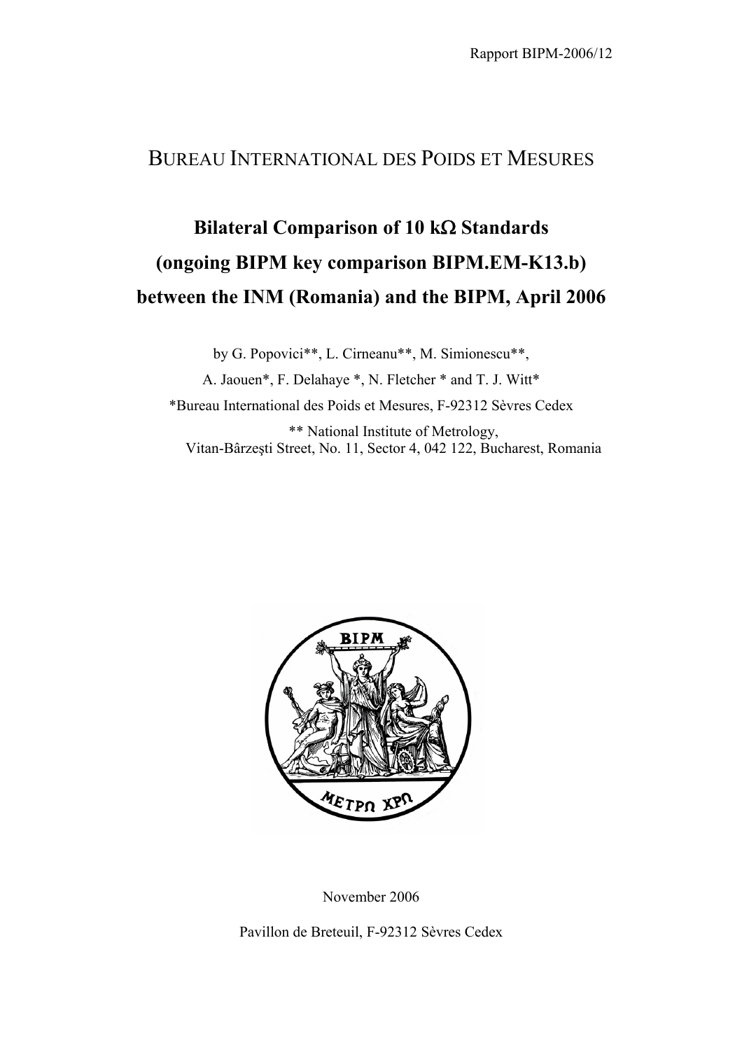Rapport BIPM-2006/12

# BUREAU INTERNATIONAL DES POIDS ET MESURES

# Bilateral Comparison of 10 kΩ Standards (ongoing BIPM key comparison BIPM.EM-K13.b) between the INM (Romania) and the BIPM, April 2006

by G. Popovici**, L. Cirneanu**, M. Simionescu**,

A. Jaouen*, F. Delahaye *, N. Fletcher * and T. J. Witt*

*Bureau International des Poids et Mesures, F-92312 Sèvres Cedex

** National Institute of Metrology,
Vitan-Bârzeşti Street, No. 11, Sector 4, 042 122, Bucharest, Romania

November 2006

Pavillon de Breteuil, F-92312 Sèvres Cedex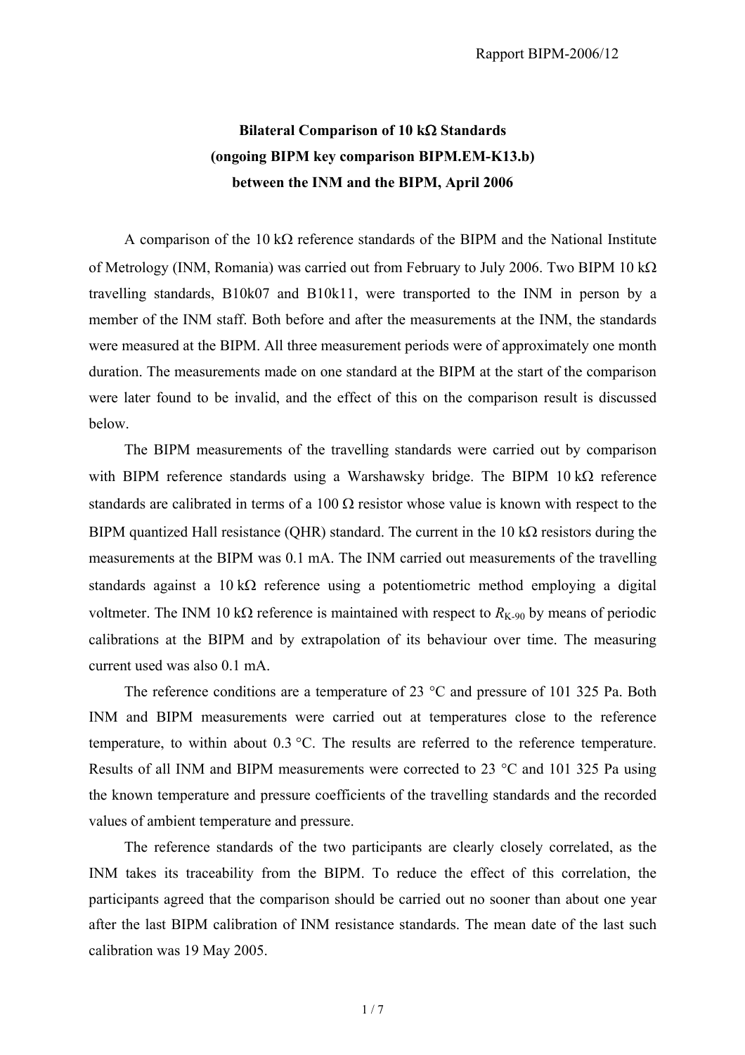# Bilateral Comparison of 10 kΩ Standards (ongoing BIPM key comparison BIPM.EM-K13.b) between the INM and the BIPM, April 2006

A comparison of the 10 kΩ reference standards of the BIPM and the National Institute of Metrology (INM, Romania) was carried out from February to July 2006. Two BIPM 10 kΩ travelling standards, B10k07 and B10k11, were transported to the INM in person by a member of the INM staff. Both before and after the measurements at the INM, the standards were measured at the BIPM. All three measurement periods were of approximately one month duration. The measurements made on one standard at the BIPM at the start of the comparison were later found to be invalid, and the effect of this on the comparison result is discussed below.

The BIPM measurements of the travelling standards were carried out by comparison with BIPM reference standards using a Warshawsky bridge. The BIPM 10 kΩ reference standards are calibrated in terms of a 100 Ω resistor whose value is known with respect to the BIPM quantized Hall resistance (QHR) standard. The current in the 10 kΩ resistors during the measurements at the BIPM was 0.1 mA. The INM carried out measurements of the travelling standards against a 10 kΩ reference using a potentiometric method employing a digital voltmeter. The INM 10 kΩ reference is maintained with respect to $R_{K-90}$ by means of periodic calibrations at the BIPM and by extrapolation of its behaviour over time. The measuring current used was also 0.1 mA.

The reference conditions are a temperature of 23 °C and pressure of 101 325 Pa. Both INM and BIPM measurements were carried out at temperatures close to the reference temperature, to within about 0.3 °C. The results are referred to the reference temperature. Results of all INM and BIPM measurements were corrected to 23 °C and 101 325 Pa using the known temperature and pressure coefficients of the travelling standards and the recorded values of ambient temperature and pressure.

The reference standards of the two participants are clearly closely correlated, as the INM takes its traceability from the BIPM. To reduce the effect of this correlation, the participants agreed that the comparison should be carried out no sooner than about one year after the last BIPM calibration of INM resistance standards. The mean date of the last such calibration was 19 May 2005.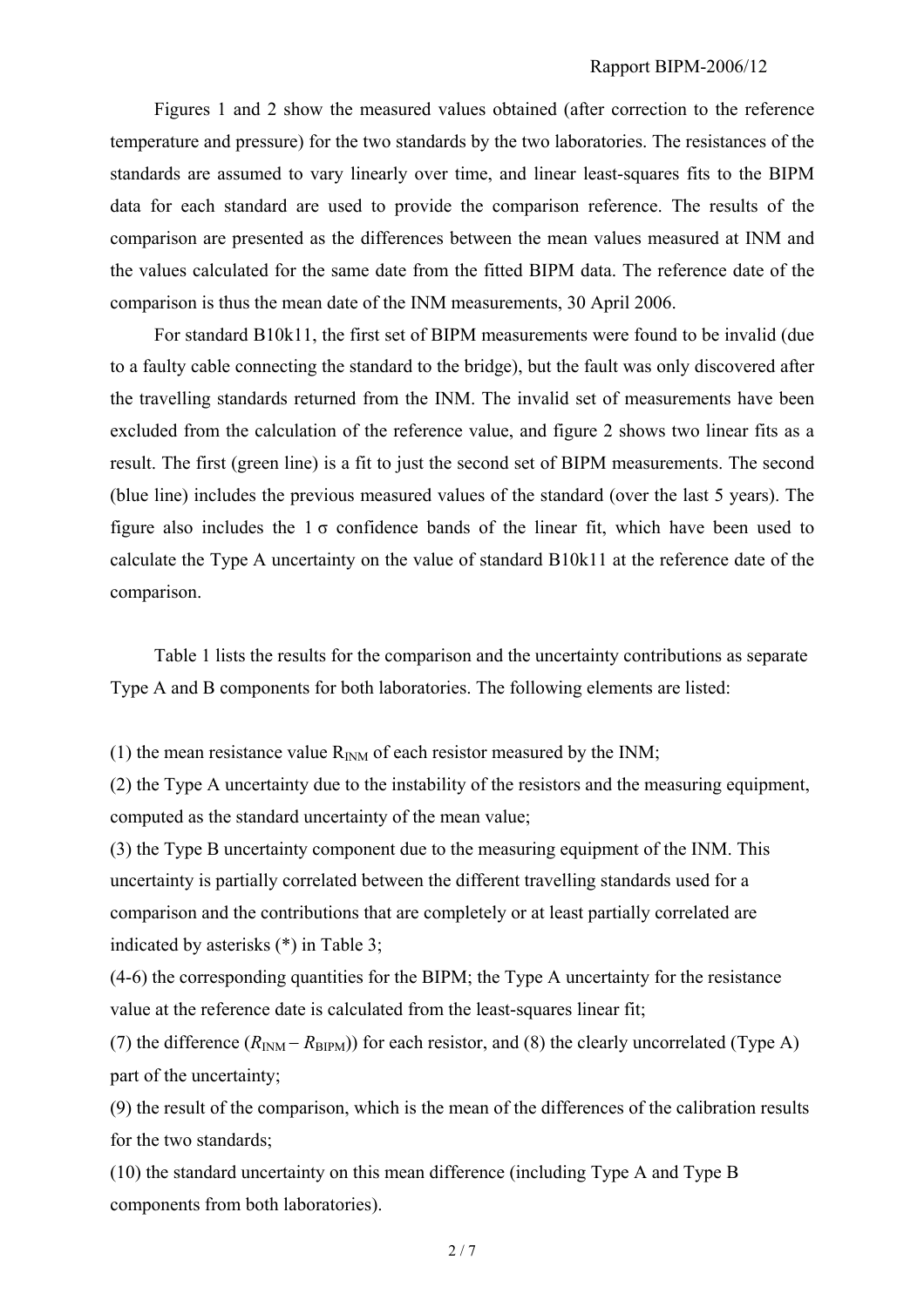Figures 1 and 2 show the measured values obtained (after correction to the reference temperature and pressure) for the two standards by the two laboratories. The resistances of the standards are assumed to vary linearly over time, and linear least-squares fits to the BIPM data for each standard are used to provide the comparison reference. The results of the comparison are presented as the differences between the mean values measured at INM and the values calculated for the same date from the fitted BIPM data. The reference date of the comparison is thus the mean date of the INM measurements, 30 April 2006.

For standard B10k11, the first set of BIPM measurements were found to be invalid (due to a faulty cable connecting the standard to the bridge), but the fault was only discovered after the travelling standards returned from the INM. The invalid set of measurements have been excluded from the calculation of the reference value, and figure 2 shows two linear fits as a result. The first (green line) is a fit to just the second set of BIPM measurements. The second (blue line) includes the previous measured values of the standard (over the last 5 years). The figure also includes the 1 σ confidence bands of the linear fit, which have been used to calculate the Type A uncertainty on the value of standard B10k11 at the reference date of the comparison.

Table 1 lists the results for the comparison and the uncertainty contributions as separate Type A and B components for both laboratories. The following elements are listed:

(1) the mean resistance value $R_{INM}$ of each resistor measured by the INM;

(2) the Type A uncertainty due to the instability of the resistors and the measuring equipment, computed as the standard uncertainty of the mean value;

(3) the Type B uncertainty component due to the measuring equipment of the INM. This uncertainty is partially correlated between the different travelling standards used for a comparison and the contributions that are completely or at least partially correlated are indicated by asterisks (*) in Table 3;

(4-6) the corresponding quantities for the BIPM; the Type A uncertainty for the resistance value at the reference date is calculated from the least-squares linear fit;

(7) the difference ($R_{INM} – R_{BIPM}$)) for each resistor, and (8) the clearly uncorrelated (Type A) part of the uncertainty;

(9) the result of the comparison, which is the mean of the differences of the calibration results for the two standards;

(10) the standard uncertainty on this mean difference (including Type A and Type B components from both laboratories).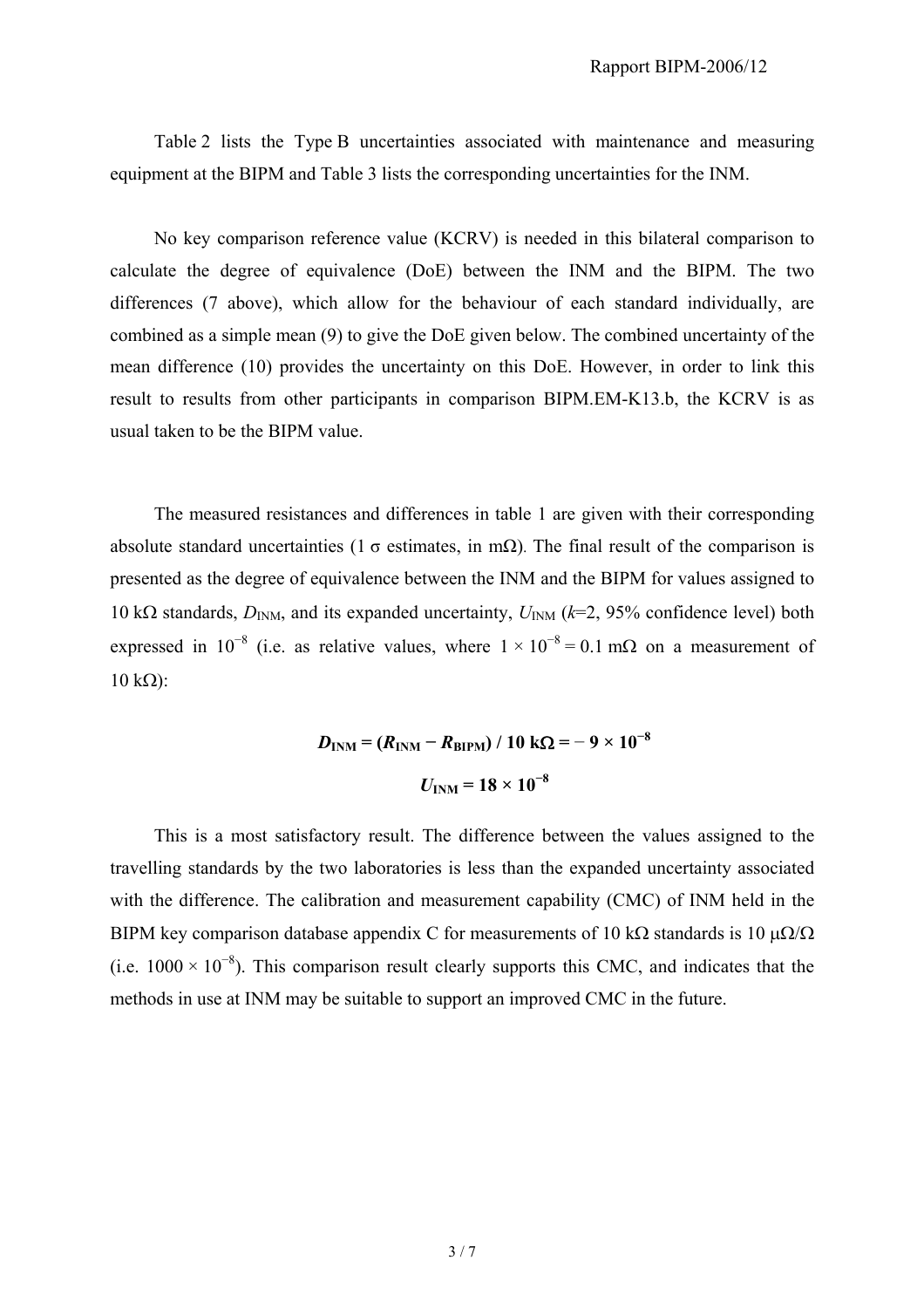Table 2 lists the Type B uncertainties associated with maintenance and measuring equipment at the BIPM and Table 3 lists the corresponding uncertainties for the INM.

No key comparison reference value (KCRV) is needed in this bilateral comparison to calculate the degree of equivalence (DoE) between the INM and the BIPM. The two differences (7 above), which allow for the behaviour of each standard individually, are combined as a simple mean (9) to give the DoE given below. The combined uncertainty of the mean difference (10) provides the uncertainty on this DoE. However, in order to link this result to results from other participants in comparison BIPM.EM-K13.b, the KCRV is as usual taken to be the BIPM value.

The measured resistances and differences in table 1 are given with their corresponding absolute standard uncertainties (1 σ estimates, in mΩ). The final result of the comparison is presented as the degree of equivalence between the INM and the BIPM for values assigned to 10 kΩ standards, $D_{\mathrm{INM}}$, and its expanded uncertainty, $U_{\mathrm{INM}}$ ($k$=2, 95% confidence level) both expressed in $10^{-8}$ (i.e. as relative values, where $1 \times 10^{-8} = 0.1$ mΩ on a measurement of 10 kΩ):

$$\boldsymbol{D_{\mathrm{INM}} = (R_{\mathrm{INM}} - R_{\mathrm{BIPM}}) / 10\ \mathrm{k\Omega} = -\,9 \times 10^{-8}}$$

$$\boldsymbol{U_{\mathrm{INM}} = 18 \times 10^{-8}}$$

This is a most satisfactory result. The difference between the values assigned to the travelling standards by the two laboratories is less than the expanded uncertainty associated with the difference. The calibration and measurement capability (CMC) of INM held in the BIPM key comparison database appendix C for measurements of 10 kΩ standards is 10 μΩ/Ω (i.e. $1000 \times 10^{-8}$). This comparison result clearly supports this CMC, and indicates that the methods in use at INM may be suitable to support an improved CMC in the future.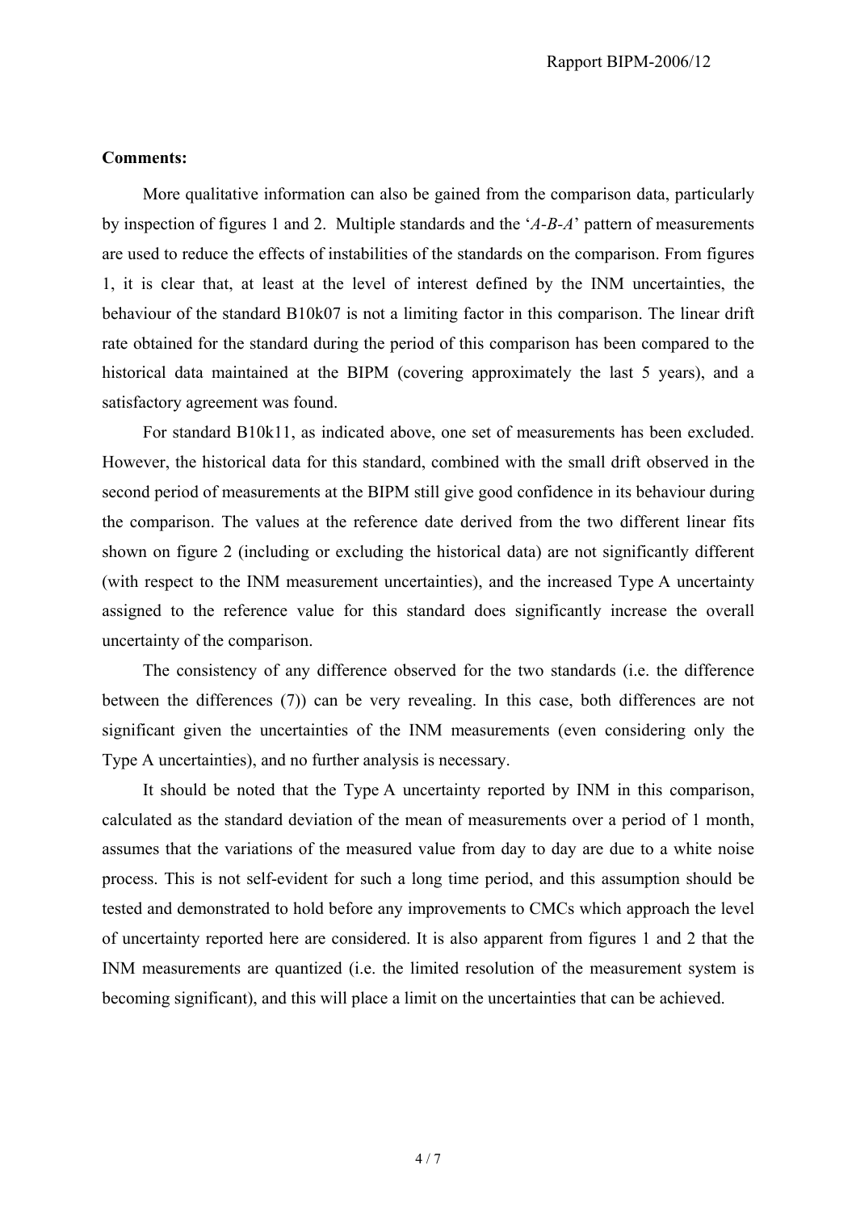**Comments:**

More qualitative information can also be gained from the comparison data, particularly by inspection of figures 1 and 2. Multiple standards and the '*A-B-A*' pattern of measurements are used to reduce the effects of instabilities of the standards on the comparison. From figures 1, it is clear that, at least at the level of interest defined by the INM uncertainties, the behaviour of the standard B10k07 is not a limiting factor in this comparison. The linear drift rate obtained for the standard during the period of this comparison has been compared to the historical data maintained at the BIPM (covering approximately the last 5 years), and a satisfactory agreement was found.

For standard B10k11, as indicated above, one set of measurements has been excluded. However, the historical data for this standard, combined with the small drift observed in the second period of measurements at the BIPM still give good confidence in its behaviour during the comparison. The values at the reference date derived from the two different linear fits shown on figure 2 (including or excluding the historical data) are not significantly different (with respect to the INM measurement uncertainties), and the increased Type A uncertainty assigned to the reference value for this standard does significantly increase the overall uncertainty of the comparison.

The consistency of any difference observed for the two standards (i.e. the difference between the differences (7)) can be very revealing. In this case, both differences are not significant given the uncertainties of the INM measurements (even considering only the Type A uncertainties), and no further analysis is necessary.

It should be noted that the Type A uncertainty reported by INM in this comparison, calculated as the standard deviation of the mean of measurements over a period of 1 month, assumes that the variations of the measured value from day to day are due to a white noise process. This is not self-evident for such a long time period, and this assumption should be tested and demonstrated to hold before any improvements to CMCs which approach the level of uncertainty reported here are considered. It is also apparent from figures 1 and 2 that the INM measurements are quantized (i.e. the limited resolution of the measurement system is becoming significant), and this will place a limit on the uncertainties that can be achieved.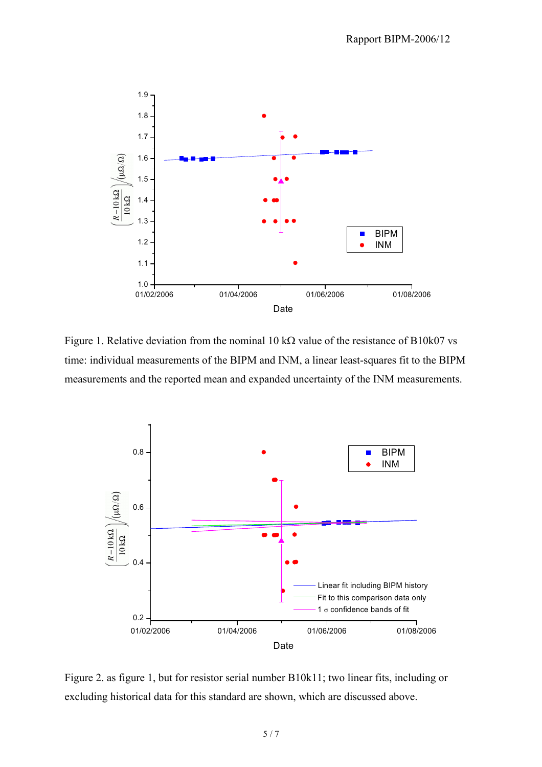Figure 1. Relative deviation from the nominal 10 kΩ value of the resistance of B10k07 vs time: individual measurements of the BIPM and INM, a linear least-squares fit to the BIPM measurements and the reported mean and expanded uncertainty of the INM measurements.

Figure 2. as figure 1, but for resistor serial number B10k11; two linear fits, including or excluding historical data for this standard are shown, which are discussed above.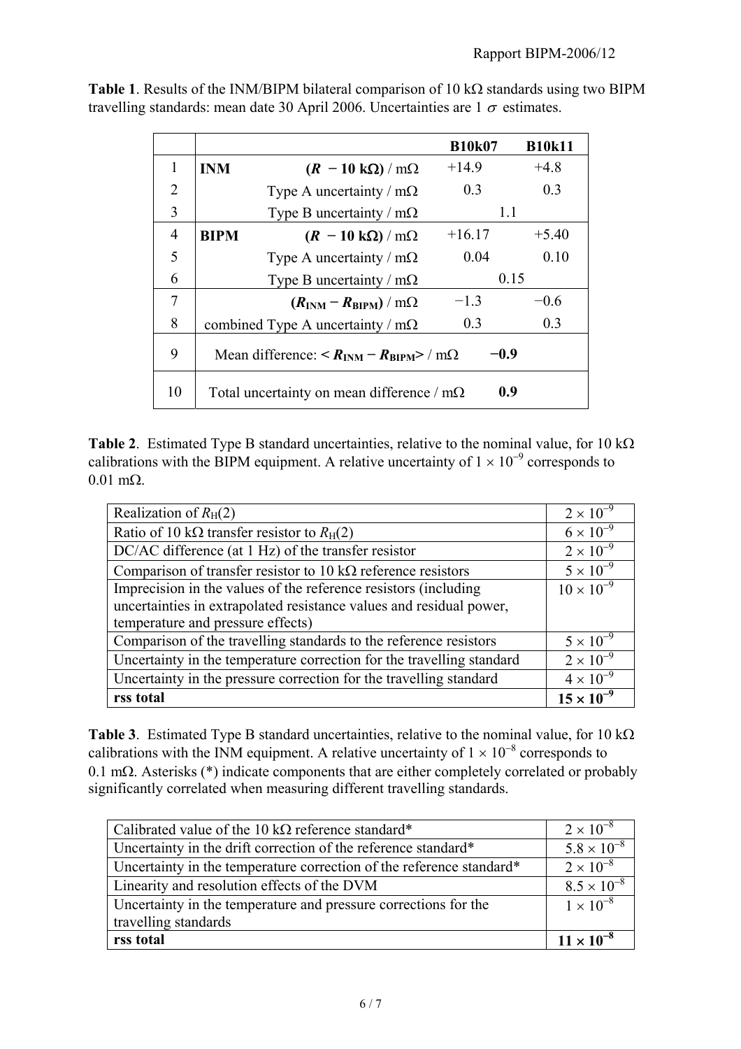**Table 1**. Results of the INM/BIPM bilateral comparison of 10 kΩ standards using two BIPM travelling standards: mean date 30 April 2006. Uncertainties are 1 $\sigma$ estimates.

| | | | B10k07 | B10k11 |
|---|---|---|---|---|
| 1 | **INM** | **($R$ − 10 kΩ) / mΩ** | +14.9 | +4.8 |
| 2 | | Type A uncertainty / mΩ | 0.3 | 0.3 |
| 3 | | Type B uncertainty / mΩ | 1.1 | |
| 4 | **BIPM** | **($R$ − 10 kΩ) / mΩ** | +16.17 | +5.40 |
| 5 | | Type A uncertainty / mΩ | 0.04 | 0.10 |
| 6 | | Type B uncertainty / mΩ | 0.15 | |
| 7 | | **($R_{INM}$ − $R_{BIPM}$) / mΩ** | −1.3 | −0.6 |
| 8 | | combined Type A uncertainty / mΩ | 0.3 | 0.3 |
| 9 | | Mean difference: **< $R_{INM}$ − $R_{BIPM}$>** / mΩ | **−0.9** | |
| 10 | | Total uncertainty on mean difference / mΩ | **0.9** | |

**Table 2**. Estimated Type B standard uncertainties, relative to the nominal value, for 10 kΩ calibrations with the BIPM equipment. A relative uncertainty of $1 \times 10^{-9}$ corresponds to 0.01 mΩ.

| | |
|---|---|
| Realization of $R_H(2)$ | $2 \times 10^{-9}$ |
| Ratio of 10 kΩ transfer resistor to $R_H(2)$ | $6 \times 10^{-9}$ |
| DC/AC difference (at 1 Hz) of the transfer resistor | $2 \times 10^{-9}$ |
| Comparison of transfer resistor to 10 kΩ reference resistors | $5 \times 10^{-9}$ |
| Imprecision in the values of the reference resistors (including uncertainties in extrapolated resistance values and residual power, temperature and pressure effects) | $10 \times 10^{-9}$ |
| Comparison of the travelling standards to the reference resistors | $5 \times 10^{-9}$ |
| Uncertainty in the temperature correction for the travelling standard | $2 \times 10^{-9}$ |
| Uncertainty in the pressure correction for the travelling standard | $4 \times 10^{-9}$ |
| **rss total** | $\mathbf{15 \times 10^{-9}}$ |

**Table 3**. Estimated Type B standard uncertainties, relative to the nominal value, for 10 kΩ calibrations with the INM equipment. A relative uncertainty of $1 \times 10^{-8}$ corresponds to 0.1 mΩ. Asterisks (*) indicate components that are either completely correlated or probably significantly correlated when measuring different travelling standards.

| | |
|---|---|
| Calibrated value of the 10 kΩ reference standard* | $2 \times 10^{-8}$ |
| Uncertainty in the drift correction of the reference standard* | $5.8 \times 10^{-8}$ |
| Uncertainty in the temperature correction of the reference standard* | $2 \times 10^{-8}$ |
| Linearity and resolution effects of the DVM | $8.5 \times 10^{-8}$ |
| Uncertainty in the temperature and pressure corrections for the travelling standards | $1 \times 10^{-8}$ |
| **rss total** | $\mathbf{11 \times 10^{-8}}$ |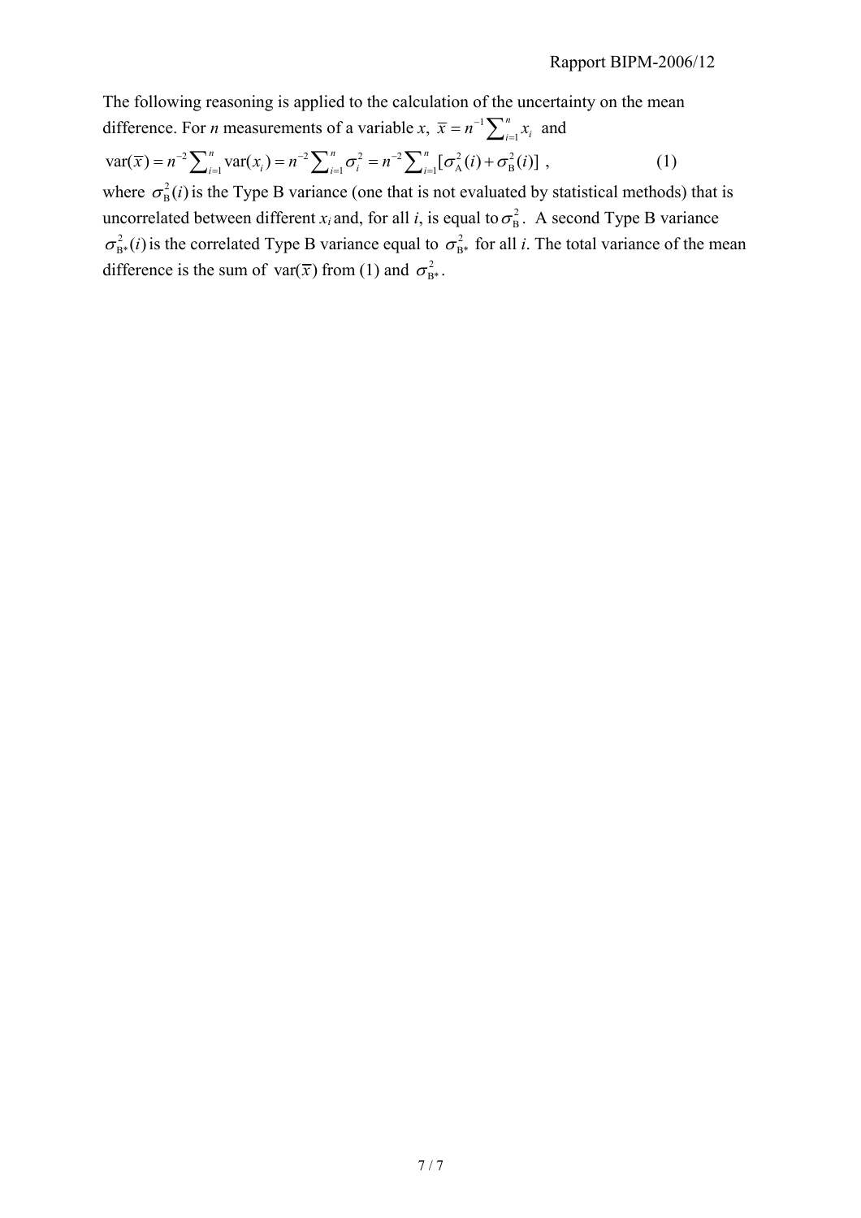The following reasoning is applied to the calculation of the uncertainty on the mean difference. For *n* measurements of a variable *x*, $\overline{x} = n^{-1}\sum_{i=1}^{n} x_i$ and

$$\mathrm{var}(\overline{x}) = n^{-2}\sum_{i=1}^{n}\mathrm{var}(x_i) = n^{-2}\sum_{i=1}^{n}\sigma_i^2 = n^{-2}\sum_{i=1}^{n}[\sigma_{\mathrm{A}}^2(i) + \sigma_{\mathrm{B}}^2(i)] \ , \tag{1}$$

where $\sigma_{\mathrm{B}}^2(i)$ is the Type B variance (one that is not evaluated by statistical methods) that is uncorrelated between different $x_i$ and, for all *i*, is equal to $\sigma_{\mathrm{B}}^2$. A second Type B variance $\sigma_{\mathrm{B*}}^2(i)$ is the correlated Type B variance equal to $\sigma_{\mathrm{B*}}^2$ for all *i*. The total variance of the mean difference is the sum of $\mathrm{var}(\overline{x})$ from (1) and $\sigma_{\mathrm{B*}}^2$.